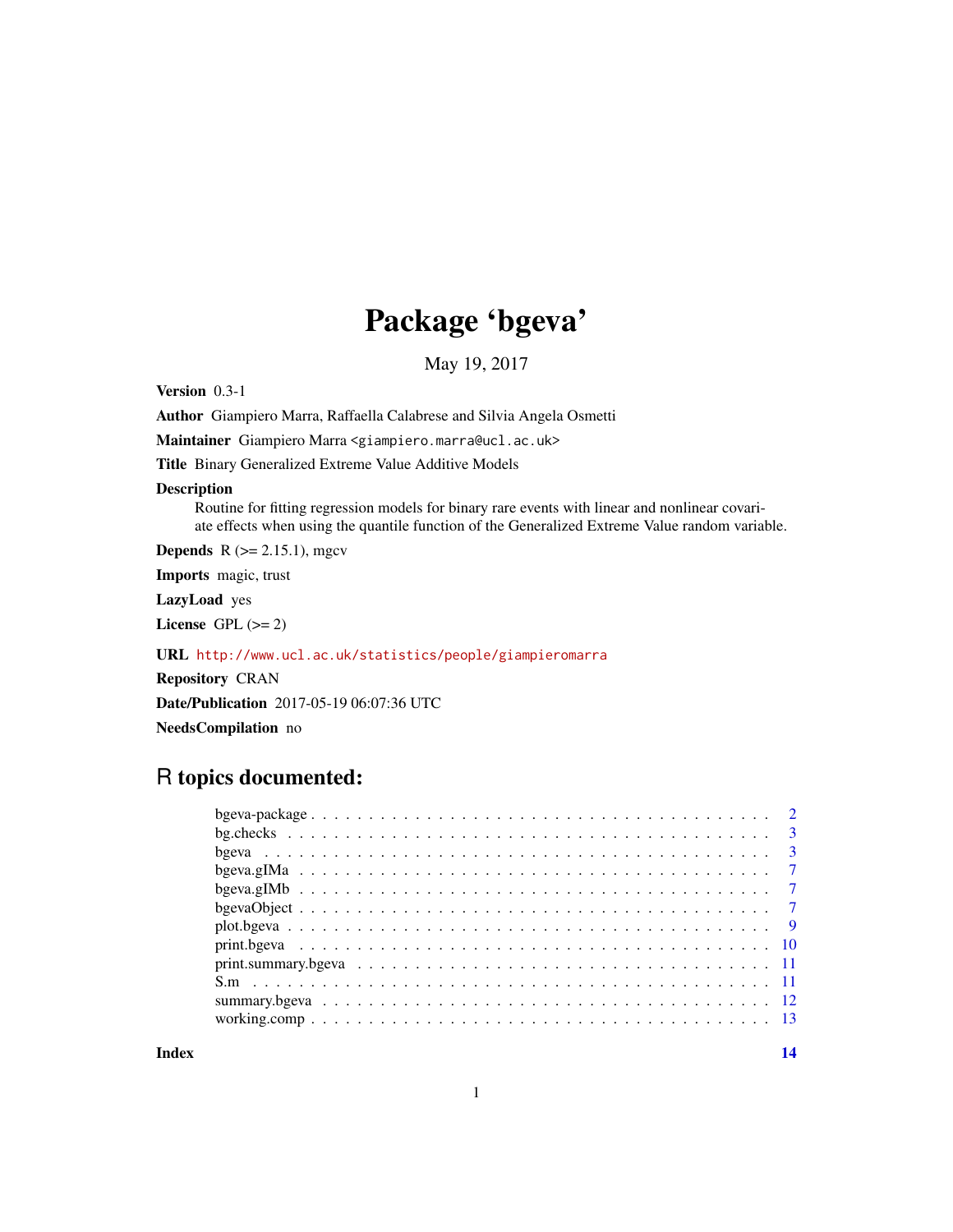# Package 'bgeva'

May 19, 2017

**Version** 0.3-1

**Author** Giampiero Marra, Raffaella Calabrese and Silvia Angela Osmetti

**Maintainer** Giampiero Marra <giampiero.marra@ucl.ac.uk>

**Title** Binary Generalized Extreme Value Additive Models

**Description**
Routine for fitting regression models for binary rare events with linear and nonlinear covariate effects when using the quantile function of the Generalized Extreme Value random variable.

**Depends** R (>= 2.15.1), mgcv

**Imports** magic, trust

**LazyLoad** yes

**License** GPL (>= 2)

**URL** http://www.ucl.ac.uk/statistics/people/giampieromarra

**Repository** CRAN

**Date/Publication** 2017-05-19 06:07:36 UTC

**NeedsCompilation** no

## R topics documented:

| | |
|---|---|
| bgeva-package | 2 |
| bg.checks | 3 |
| bgeva | 3 |
| bgeva.gIMa | 7 |
| bgeva.gIMb | 7 |
| bgevaObject | 7 |
| plot.bgeva | 9 |
| print.bgeva | 10 |
| print.summary.bgeva | 11 |
| S.m | 11 |
| summary.bgeva | 12 |
| working.comp | 13 |

**Index** **14**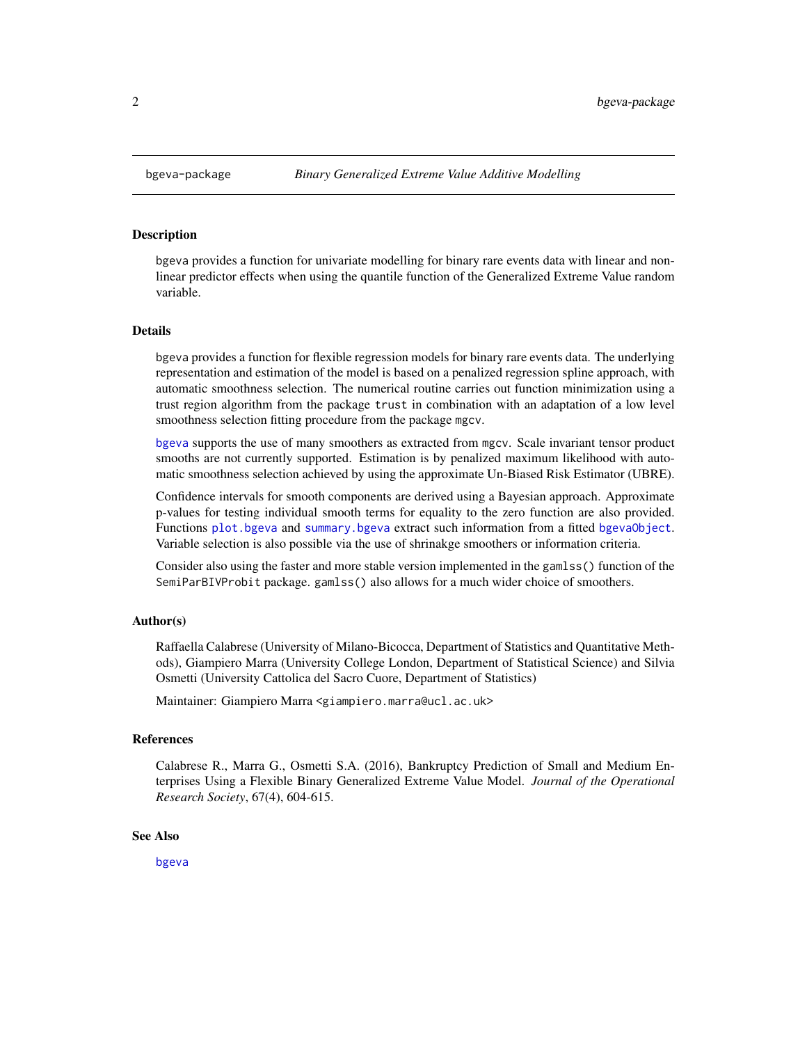# bgeva-package *Binary Generalized Extreme Value Additive Modelling*

## Description

bgeva provides a function for univariate modelling for binary rare events data with linear and non-linear predictor effects when using the quantile function of the Generalized Extreme Value random variable.

## Details

bgeva provides a function for flexible regression models for binary rare events data. The underlying representation and estimation of the model is based on a penalized regression spline approach, with automatic smoothness selection. The numerical routine carries out function minimization using a trust region algorithm from the package trust in combination with an adaptation of a low level smoothness selection fitting procedure from the package mgcv.

bgeva supports the use of many smoothers as extracted from mgcv. Scale invariant tensor product smooths are not currently supported. Estimation is by penalized maximum likelihood with automatic smoothness selection achieved by using the approximate Un-Biased Risk Estimator (UBRE).

Confidence intervals for smooth components are derived using a Bayesian approach. Approximate p-values for testing individual smooth terms for equality to the zero function are also provided. Functions plot.bgeva and summary.bgeva extract such information from a fitted bgevaObject. Variable selection is also possible via the use of shrinakge smoothers or information criteria.

Consider also using the faster and more stable version implemented in the gamlss() function of the SemiParBIVProbit package. gamlss() also allows for a much wider choice of smoothers.

## Author(s)

Raffaella Calabrese (University of Milano-Bicocca, Department of Statistics and Quantitative Methods), Giampiero Marra (University College London, Department of Statistical Science) and Silvia Osmetti (University Cattolica del Sacro Cuore, Department of Statistics)

Maintainer: Giampiero Marra <giampiero.marra@ucl.ac.uk>

## References

Calabrese R., Marra G., Osmetti S.A. (2016), Bankruptcy Prediction of Small and Medium Enterprises Using a Flexible Binary Generalized Extreme Value Model. *Journal of the Operational Research Society*, 67(4), 604-615.

## See Also

bgeva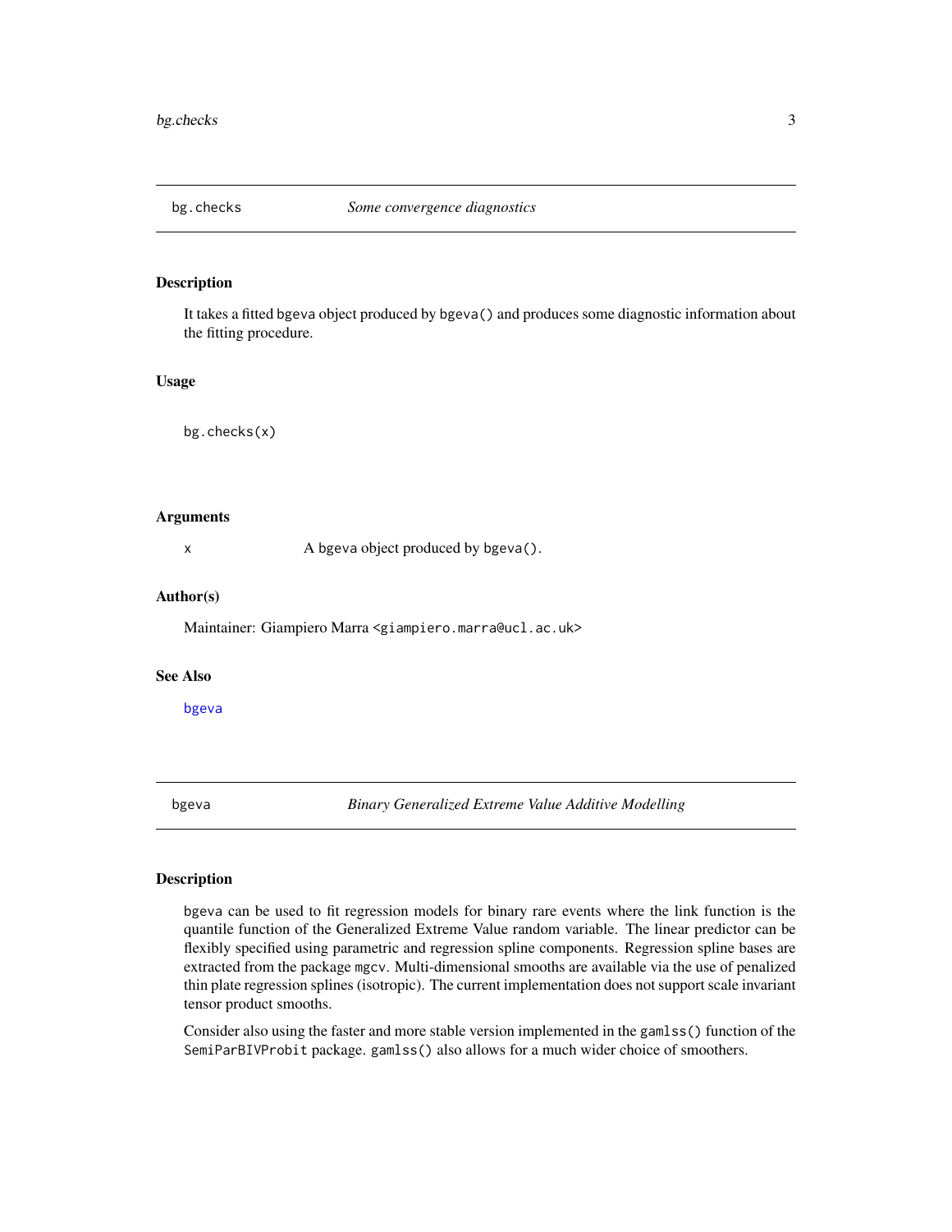## bg.checks *Some convergence diagnostics*

### Description

It takes a fitted `bgeva` object produced by `bgeva()` and produces some diagnostic information about the fitting procedure.

### Usage

```
bg.checks(x)
```

### Arguments

x A `bgeva` object produced by `bgeva()`.

### Author(s)

Maintainer: Giampiero Marra <giampiero.marra@ucl.ac.uk>

### See Also

bgeva

## bgeva *Binary Generalized Extreme Value Additive Modelling*

### Description

`bgeva` can be used to fit regression models for binary rare events where the link function is the quantile function of the Generalized Extreme Value random variable. The linear predictor can be flexibly specified using parametric and regression spline components. Regression spline bases are extracted from the package `mgcv`. Multi-dimensional smooths are available via the use of penalized thin plate regression splines (isotropic). The current implementation does not support scale invariant tensor product smooths.

Consider also using the faster and more stable version implemented in the `gamlss()` function of the `SemiParBIVProbit` package. `gamlss()` also allows for a much wider choice of smoothers.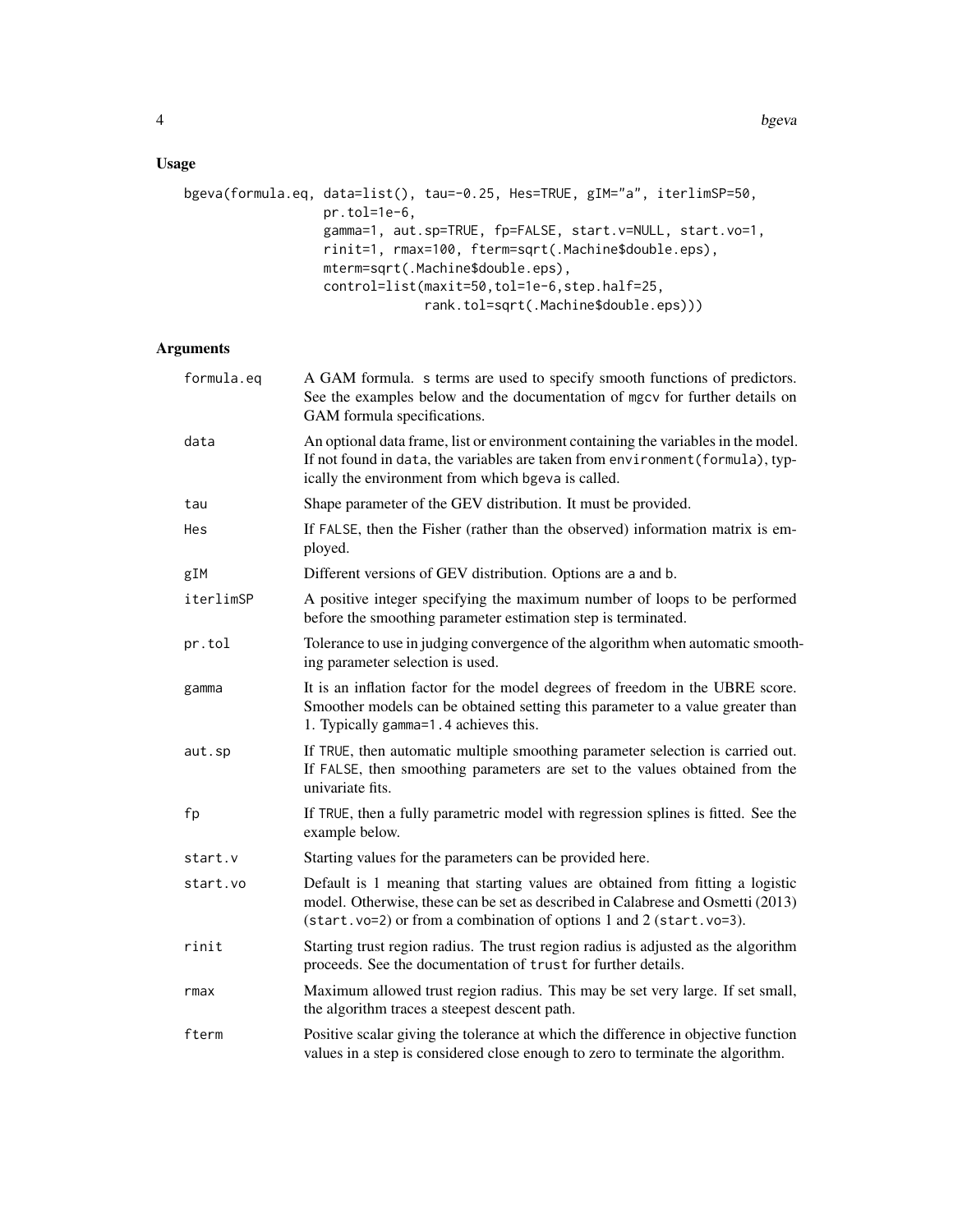## Usage

```
bgeva(formula.eq, data=list(), tau=-0.25, Hes=TRUE, gIM="a", iterlimSP=50,
                  pr.tol=1e-6,
                  gamma=1, aut.sp=TRUE, fp=FALSE, start.v=NULL, start.vo=1,
                  rinit=1, rmax=100, fterm=sqrt(.Machine$double.eps),
                  mterm=sqrt(.Machine$double.eps),
                  control=list(maxit=50,tol=1e-6,step.half=25,
                               rank.tol=sqrt(.Machine$double.eps)))
```

## Arguments

| | |
|---|---|
| formula.eq | A GAM formula. s terms are used to specify smooth functions of predictors. See the examples below and the documentation of mgcv for further details on GAM formula specifications. |
| data | An optional data frame, list or environment containing the variables in the model. If not found in data, the variables are taken from environment(formula), typically the environment from which bgeva is called. |
| tau | Shape parameter of the GEV distribution. It must be provided. |
| Hes | If FALSE, then the Fisher (rather than the observed) information matrix is employed. |
| gIM | Different versions of GEV distribution. Options are a and b. |
| iterlimSP | A positive integer specifying the maximum number of loops to be performed before the smoothing parameter estimation step is terminated. |
| pr.tol | Tolerance to use in judging convergence of the algorithm when automatic smoothing parameter selection is used. |
| gamma | It is an inflation factor for the model degrees of freedom in the UBRE score. Smoother models can be obtained setting this parameter to a value greater than 1. Typically gamma=1.4 achieves this. |
| aut.sp | If TRUE, then automatic multiple smoothing parameter selection is carried out. If FALSE, then smoothing parameters are set to the values obtained from the univariate fits. |
| fp | If TRUE, then a fully parametric model with regression splines is fitted. See the example below. |
| start.v | Starting values for the parameters can be provided here. |
| start.vo | Default is 1 meaning that starting values are obtained from fitting a logistic model. Otherwise, these can be set as described in Calabrese and Osmetti (2013) (start.vo=2) or from a combination of options 1 and 2 (start.vo=3). |
| rinit | Starting trust region radius. The trust region radius is adjusted as the algorithm proceeds. See the documentation of trust for further details. |
| rmax | Maximum allowed trust region radius. This may be set very large. If set small, the algorithm traces a steepest descent path. |
| fterm | Positive scalar giving the tolerance at which the difference in objective function values in a step is considered close enough to zero to terminate the algorithm. |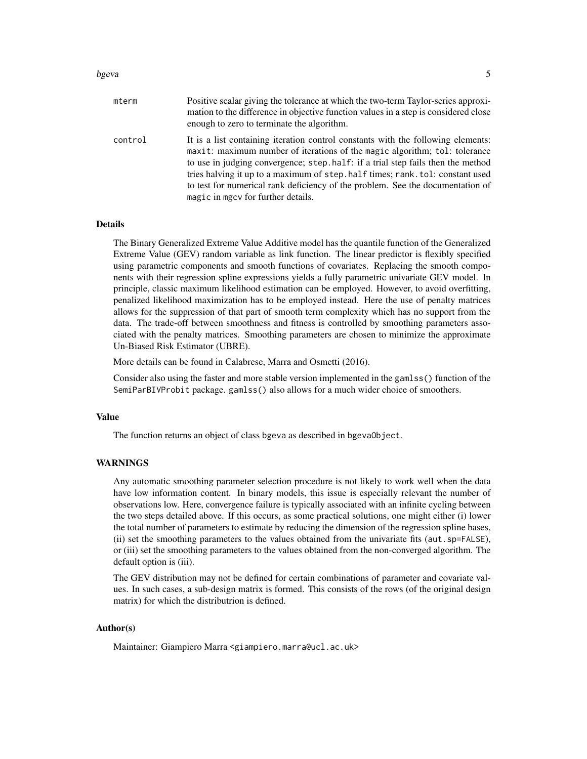`mterm` Positive scalar giving the tolerance at which the two-term Taylor-series approximation to the difference in objective function values in a step is considered close enough to zero to terminate the algorithm.

`control` It is a list containing iteration control constants with the following elements: `maxit`: maximum number of iterations of the `magic` algorithm; `tol`: tolerance to use in judging convergence; `step.half`: if a trial step fails then the method tries halving it up to a maximum of `step.half` times; `rank.tol`: constant used to test for numerical rank deficiency of the problem. See the documentation of `magic` in `mgcv` for further details.

## Details

The Binary Generalized Extreme Value Additive model has the quantile function of the Generalized Extreme Value (GEV) random variable as link function. The linear predictor is flexibly specified using parametric components and smooth functions of covariates. Replacing the smooth components with their regression spline expressions yields a fully parametric univariate GEV model. In principle, classic maximum likelihood estimation can be employed. However, to avoid overfitting, penalized likelihood maximization has to be employed instead. Here the use of penalty matrices allows for the suppression of that part of smooth term complexity which has no support from the data. The trade-off between smoothness and fitness is controlled by smoothing parameters associated with the penalty matrices. Smoothing parameters are chosen to minimize the approximate Un-Biased Risk Estimator (UBRE).

More details can be found in Calabrese, Marra and Osmetti (2016).

Consider also using the faster and more stable version implemented in the `gamlss()` function of the `SemiParBIVProbit` package. `gamlss()` also allows for a much wider choice of smoothers.

## Value

The function returns an object of class `bgeva` as described in `bgevaObject`.

## WARNINGS

Any automatic smoothing parameter selection procedure is not likely to work well when the data have low information content. In binary models, this issue is especially relevant the number of observations low. Here, convergence failure is typically associated with an infinite cycling between the two steps detailed above. If this occurs, as some practical solutions, one might either (i) lower the total number of parameters to estimate by reducing the dimension of the regression spline bases, (ii) set the smoothing parameters to the values obtained from the univariate fits (`aut.sp=FALSE`), or (iii) set the smoothing parameters to the values obtained from the non-converged algorithm. The default option is (iii).

The GEV distribution may not be defined for certain combinations of parameter and covariate values. In such cases, a sub-design matrix is formed. This consists of the rows (of the original design matrix) for which the distributrion is defined.

## Author(s)

Maintainer: Giampiero Marra <giampiero.marra@ucl.ac.uk>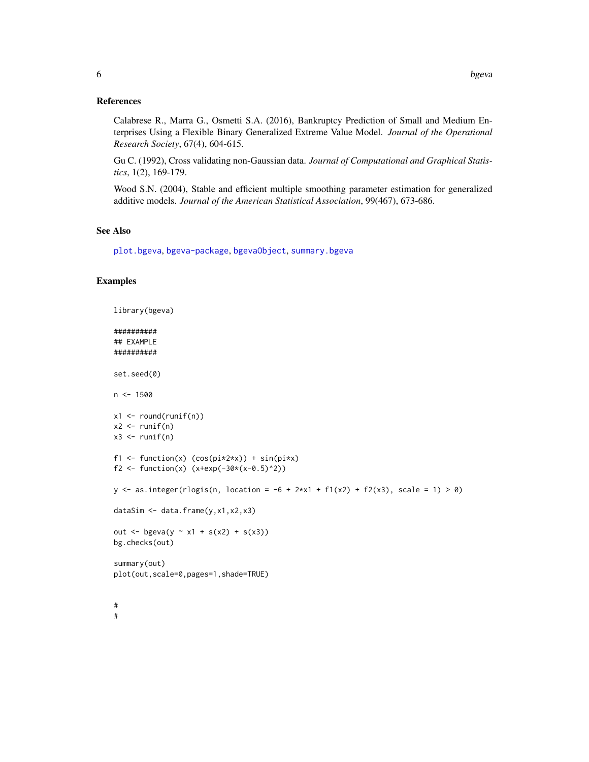## References

Calabrese R., Marra G., Osmetti S.A. (2016), Bankruptcy Prediction of Small and Medium Enterprises Using a Flexible Binary Generalized Extreme Value Model. *Journal of the Operational Research Society*, 67(4), 604-615.

Gu C. (1992), Cross validating non-Gaussian data. *Journal of Computational and Graphical Statistics*, 1(2), 169-179.

Wood S.N. (2004), Stable and efficient multiple smoothing parameter estimation for generalized additive models. *Journal of the American Statistical Association*, 99(467), 673-686.

## See Also

`plot.bgeva`, `bgeva-package`, `bgevaObject`, `summary.bgeva`

## Examples

```
library(bgeva)

##########
## EXAMPLE
##########

set.seed(0)

n <- 1500

x1 <- round(runif(n))
x2 <- runif(n)
x3 <- runif(n)

f1 <- function(x) (cos(pi*2*x)) + sin(pi*x)
f2 <- function(x) (x+exp(-30*(x-0.5)^2))

y <- as.integer(rlogis(n, location = -6 + 2*x1 + f1(x2) + f2(x3), scale = 1) > 0)

dataSim <- data.frame(y,x1,x2,x3)

out <- bgeva(y ~ x1 + s(x2) + s(x3))
bg.checks(out)

summary(out)
plot(out,scale=0,pages=1,shade=TRUE)


#
#
```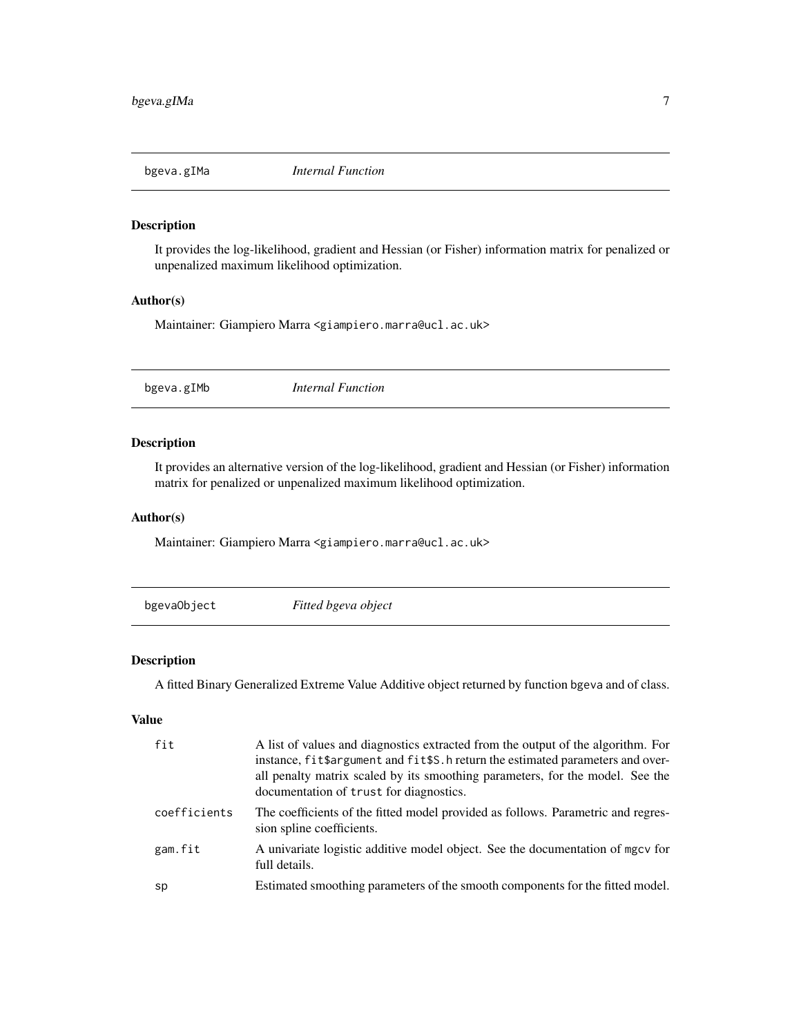# bgeva.gIMa *Internal Function*

## Description

It provides the log-likelihood, gradient and Hessian (or Fisher) information matrix for penalized or unpenalized maximum likelihood optimization.

## Author(s)

Maintainer: Giampiero Marra <giampiero.marra@ucl.ac.uk>

# bgeva.gIMb *Internal Function*

## Description

It provides an alternative version of the log-likelihood, gradient and Hessian (or Fisher) information matrix for penalized or unpenalized maximum likelihood optimization.

## Author(s)

Maintainer: Giampiero Marra <giampiero.marra@ucl.ac.uk>

# bgevaObject *Fitted bgeva object*

## Description

A fitted Binary Generalized Extreme Value Additive object returned by function `bgeva` and of class.

## Value

| | |
|---|---|
| `fit` | A list of values and diagnostics extracted from the output of the algorithm. For instance, `fit$argument` and `fit$S.h` return the estimated parameters and overall penalty matrix scaled by its smoothing parameters, for the model. See the documentation of `trust` for diagnostics. |
| `coefficients` | The coefficients of the fitted model provided as follows. Parametric and regression spline coefficients. |
| `gam.fit` | A univariate logistic additive model object. See the documentation of `mgcv` for full details. |
| `sp` | Estimated smoothing parameters of the smooth components for the fitted model. |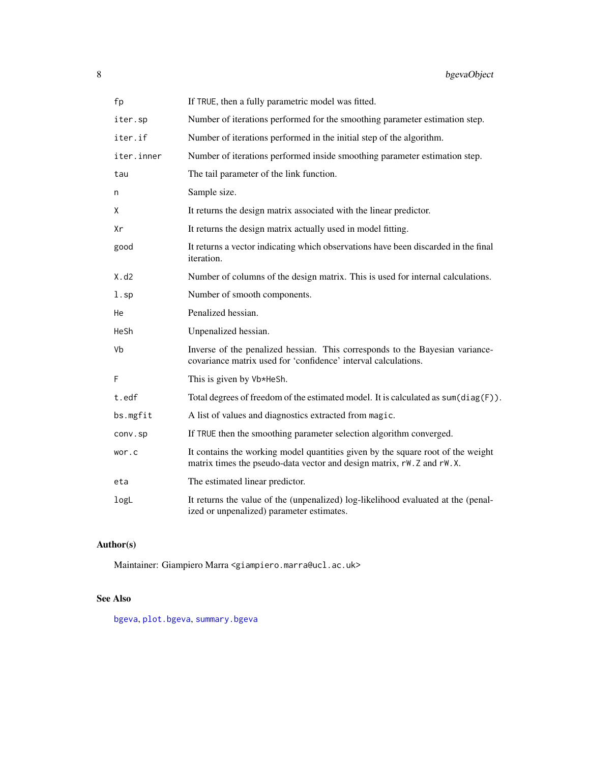| | |
|---|---|
| `fp` | If `TRUE`, then a fully parametric model was fitted. |
| `iter.sp` | Number of iterations performed for the smoothing parameter estimation step. |
| `iter.if` | Number of iterations performed in the initial step of the algorithm. |
| `iter.inner` | Number of iterations performed inside smoothing parameter estimation step. |
| `tau` | The tail parameter of the link function. |
| `n` | Sample size. |
| `X` | It returns the design matrix associated with the linear predictor. |
| `Xr` | It returns the design matrix actually used in model fitting. |
| `good` | It returns a vector indicating which observations have been discarded in the final iteration. |
| `X.d2` | Number of columns of the design matrix. This is used for internal calculations. |
| `l.sp` | Number of smooth components. |
| `He` | Penalized hessian. |
| `HeSh` | Unpenalized hessian. |
| `Vb` | Inverse of the penalized hessian. This corresponds to the Bayesian variance-covariance matrix used for 'confidence' interval calculations. |
| `F` | This is given by `Vb*HeSh`. |
| `t.edf` | Total degrees of freedom of the estimated model. It is calculated as `sum(diag(F))`. |
| `bs.mgfit` | A list of values and diagnostics extracted from `magic`. |
| `conv.sp` | If `TRUE` then the smoothing parameter selection algorithm converged. |
| `wor.c` | It contains the working model quantities given by the square root of the weight matrix times the pseudo-data vector and design matrix, `rW.Z` and `rW.X`. |
| `eta` | The estimated linear predictor. |
| `logL` | It returns the value of the (unpenalized) log-likelihood evaluated at the (penalized or unpenalized) parameter estimates. |

## Author(s)

Maintainer: Giampiero Marra <giampiero.marra@ucl.ac.uk>

## See Also

`bgeva`, `plot.bgeva`, `summary.bgeva`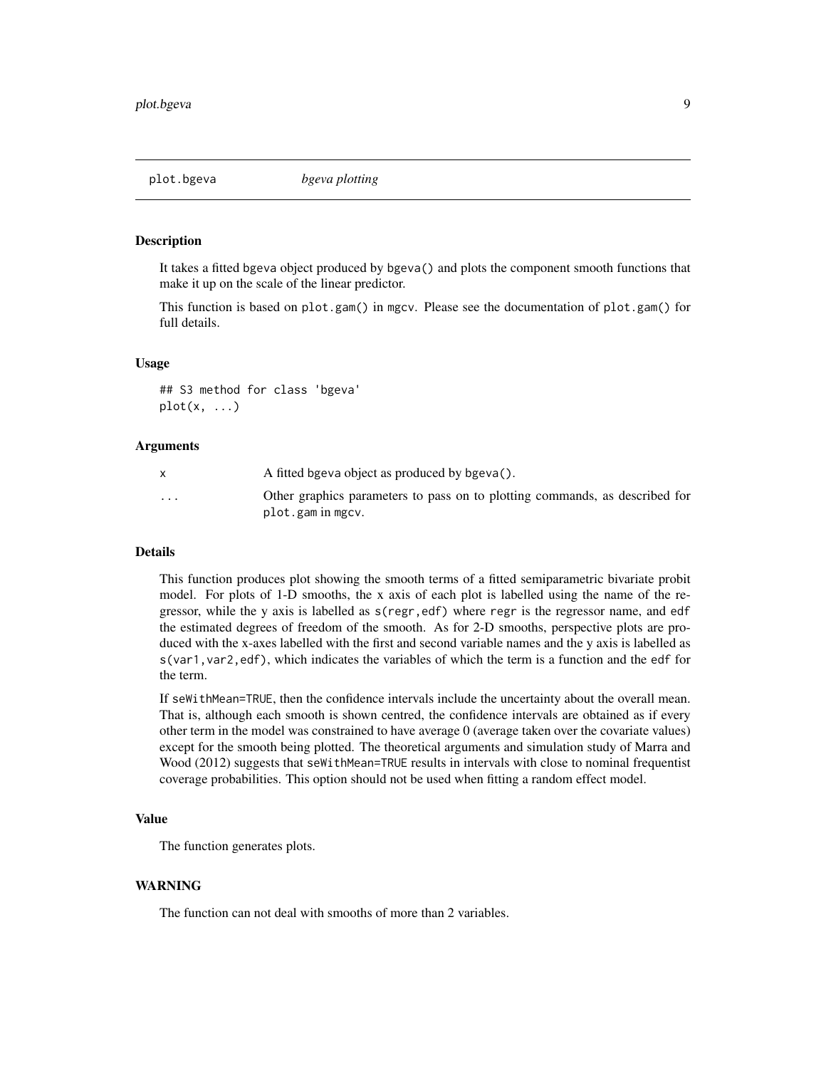# plot.bgeva *bgeva plotting*

## Description

It takes a fitted bgeva object produced by bgeva() and plots the component smooth functions that make it up on the scale of the linear predictor.

This function is based on plot.gam() in mgcv. Please see the documentation of plot.gam() for full details.

## Usage

```
## S3 method for class 'bgeva'
plot(x, ...)
```

## Arguments

| | |
|---|---|
| x | A fitted bgeva object as produced by bgeva(). |
| ... | Other graphics parameters to pass on to plotting commands, as described for plot.gam in mgcv. |

## Details

This function produces plot showing the smooth terms of a fitted semiparametric bivariate probit model. For plots of 1-D smooths, the x axis of each plot is labelled using the name of the regressor, while the y axis is labelled as s(regr,edf) where regr is the regressor name, and edf the estimated degrees of freedom of the smooth. As for 2-D smooths, perspective plots are produced with the x-axes labelled with the first and second variable names and the y axis is labelled as s(var1,var2,edf), which indicates the variables of which the term is a function and the edf for the term.

If seWithMean=TRUE, then the confidence intervals include the uncertainty about the overall mean. That is, although each smooth is shown centred, the confidence intervals are obtained as if every other term in the model was constrained to have average 0 (average taken over the covariate values) except for the smooth being plotted. The theoretical arguments and simulation study of Marra and Wood (2012) suggests that seWithMean=TRUE results in intervals with close to nominal frequentist coverage probabilities. This option should not be used when fitting a random effect model.

## Value

The function generates plots.

## WARNING

The function can not deal with smooths of more than 2 variables.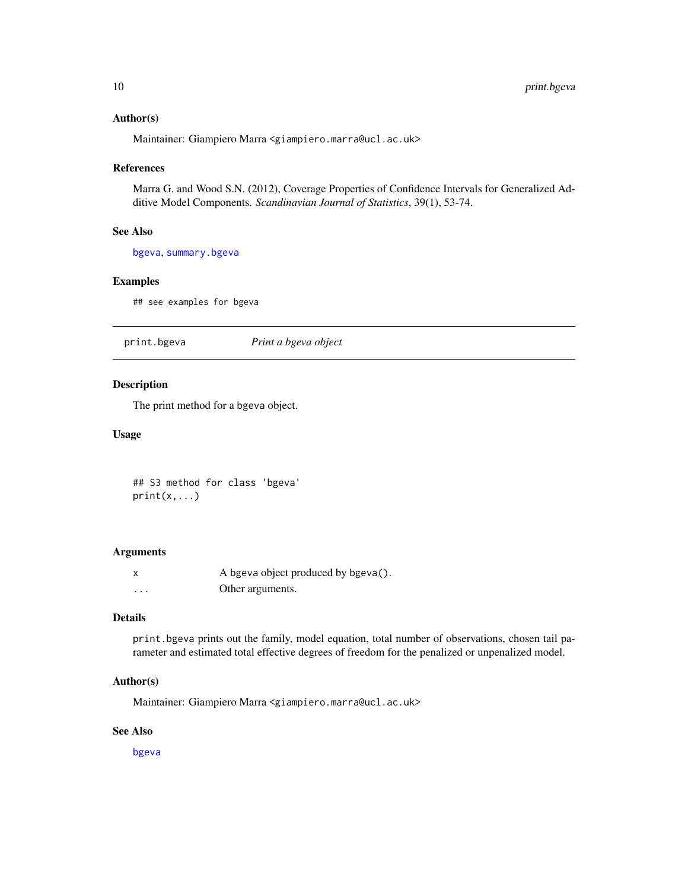### Author(s)

Maintainer: Giampiero Marra <giampiero.marra@ucl.ac.uk>

### References

Marra G. and Wood S.N. (2012), Coverage Properties of Confidence Intervals for Generalized Additive Model Components. *Scandinavian Journal of Statistics*, 39(1), 53-74.

### See Also

bgeva, summary.bgeva

### Examples

```
## see examples for bgeva
```

---

## print.bgeva — *Print a bgeva object*

### Description

The print method for a bgeva object.

### Usage

```
## S3 method for class 'bgeva'
print(x,...)
```

### Arguments

| | |
|---|---|
| x | A bgeva object produced by bgeva(). |
| ... | Other arguments. |

### Details

print.bgeva prints out the family, model equation, total number of observations, chosen tail parameter and estimated total effective degrees of freedom for the penalized or unpenalized model.

### Author(s)

Maintainer: Giampiero Marra <giampiero.marra@ucl.ac.uk>

### See Also

bgeva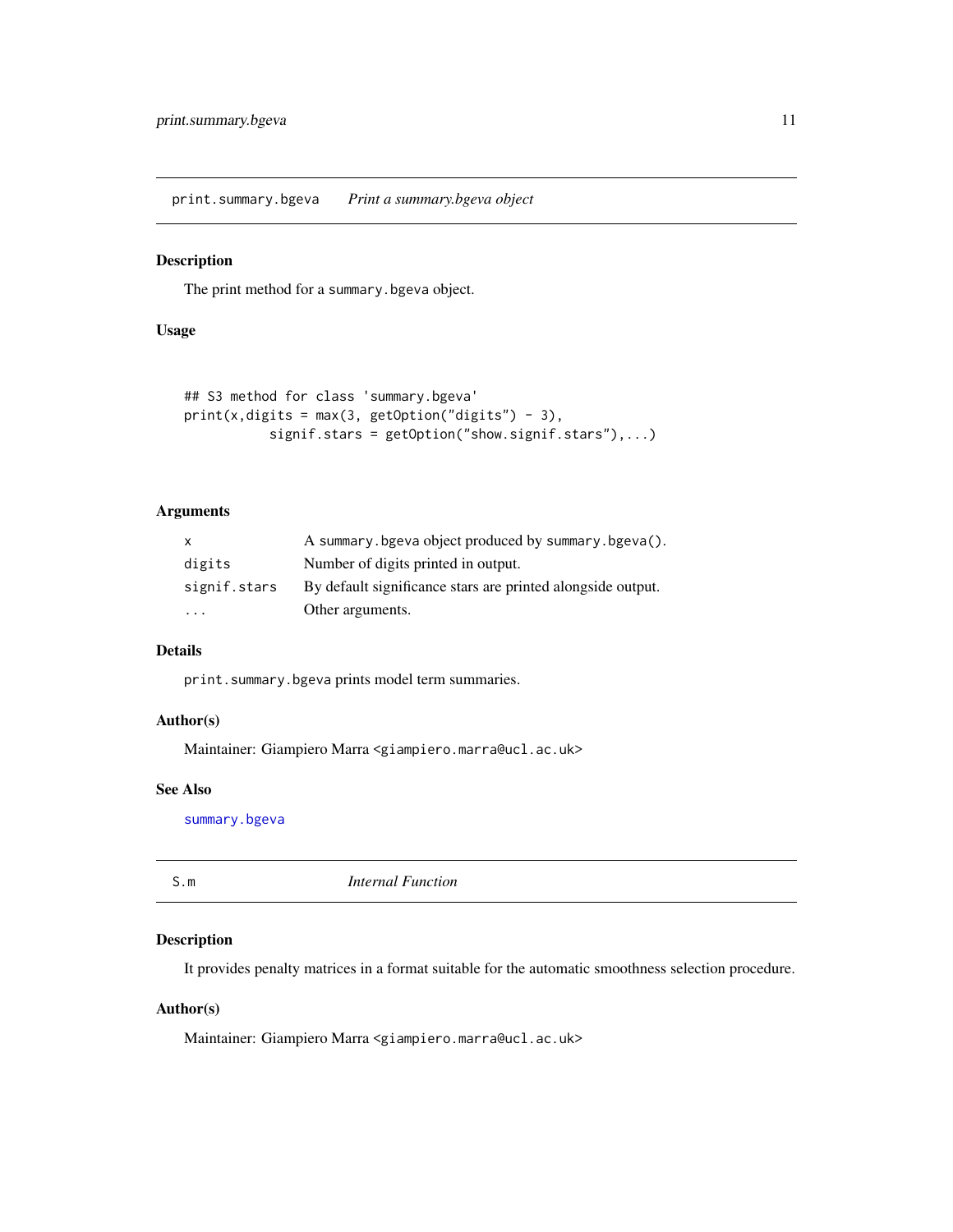## print.summary.bgeva *Print a summary.bgeva object*

### Description

The print method for a `summary.bgeva` object.

### Usage

```
## S3 method for class 'summary.bgeva'
print(x,digits = max(3, getOption("digits") - 3),
          signif.stars = getOption("show.signif.stars"),...)
```

### Arguments

| | |
|---|---|
| `x` | A `summary.bgeva` object produced by `summary.bgeva()`. |
| `digits` | Number of digits printed in output. |
| `signif.stars` | By default significance stars are printed alongside output. |
| `...` | Other arguments. |

### Details

`print.summary.bgeva` prints model term summaries.

### Author(s)

Maintainer: Giampiero Marra <giampiero.marra@ucl.ac.uk>

### See Also

`summary.bgeva`

## S.m *Internal Function*

### Description

It provides penalty matrices in a format suitable for the automatic smoothness selection procedure.

### Author(s)

Maintainer: Giampiero Marra <giampiero.marra@ucl.ac.uk>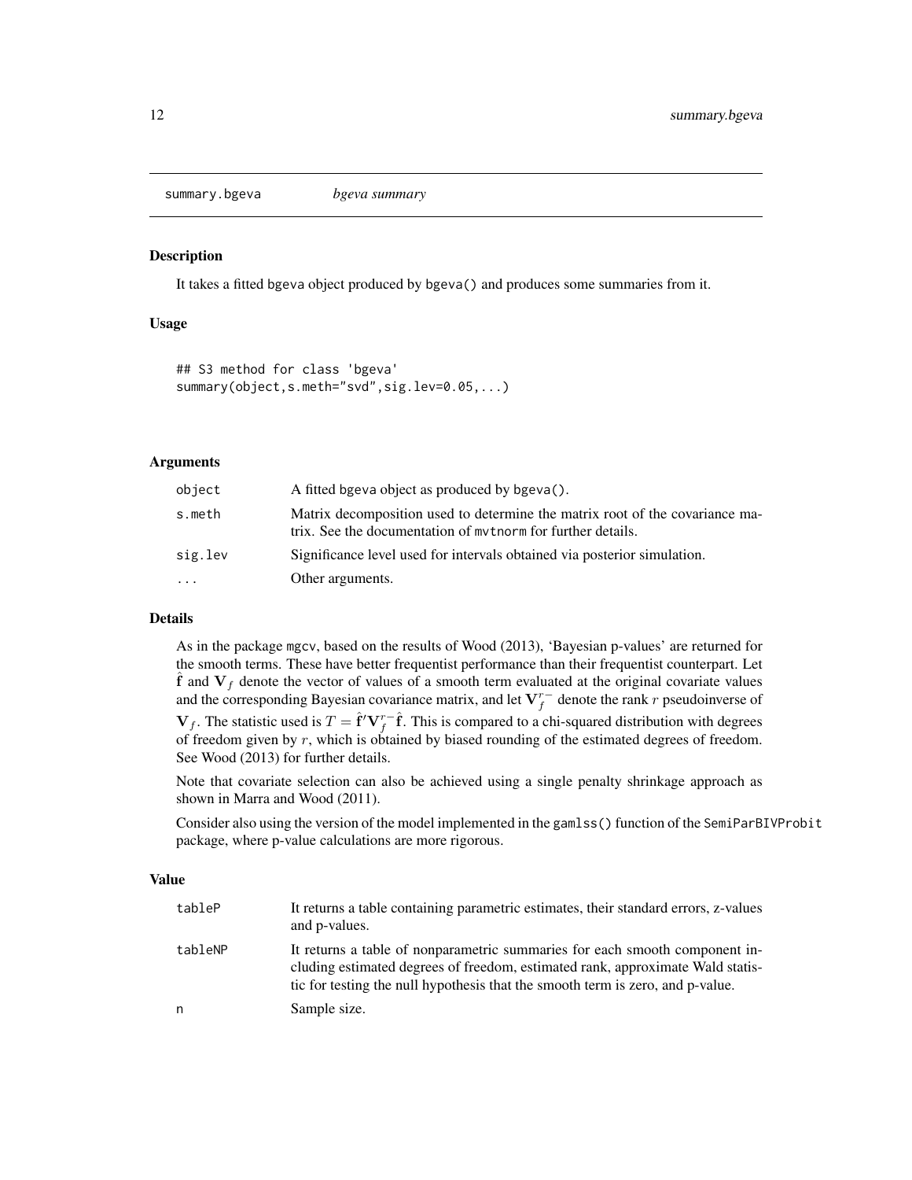summary.bgeva        *bgeva summary*

## Description

It takes a fitted bgeva object produced by bgeva() and produces some summaries from it.

## Usage

```
## S3 method for class 'bgeva'
summary(object,s.meth="svd",sig.lev=0.05,...)
```

## Arguments

| | |
|---|---|
| object | A fitted bgeva object as produced by bgeva(). |
| s.meth | Matrix decomposition used to determine the matrix root of the covariance matrix. See the documentation of mvtnorm for further details. |
| sig.lev | Significance level used for intervals obtained via posterior simulation. |
| ... | Other arguments. |

## Details

As in the package mgcv, based on the results of Wood (2013), 'Bayesian p-values' are returned for the smooth terms. These have better frequentist performance than their frequentist counterpart. Let $\hat{\mathbf{f}}$ and $\mathbf{V}_f$ denote the vector of values of a smooth term evaluated at the original covariate values and the corresponding Bayesian covariance matrix, and let $\mathbf{V}_f^{r-}$ denote the rank $r$ pseudoinverse of $\mathbf{V}_f$. The statistic used is $T = \hat{\mathbf{f}}'\mathbf{V}_f^{r-}\hat{\mathbf{f}}$. This is compared to a chi-squared distribution with degrees of freedom given by $r$, which is obtained by biased rounding of the estimated degrees of freedom. See Wood (2013) for further details.

Note that covariate selection can also be achieved using a single penalty shrinkage approach as shown in Marra and Wood (2011).

Consider also using the version of the model implemented in the gamlss() function of the SemiParBIVProbit package, where p-value calculations are more rigorous.

## Value

| | |
|---|---|
| tableP | It returns a table containing parametric estimates, their standard errors, z-values and p-values. |
| tableNP | It returns a table of nonparametric summaries for each smooth component including estimated degrees of freedom, estimated rank, approximate Wald statistic for testing the null hypothesis that the smooth term is zero, and p-value. |
| n | Sample size. |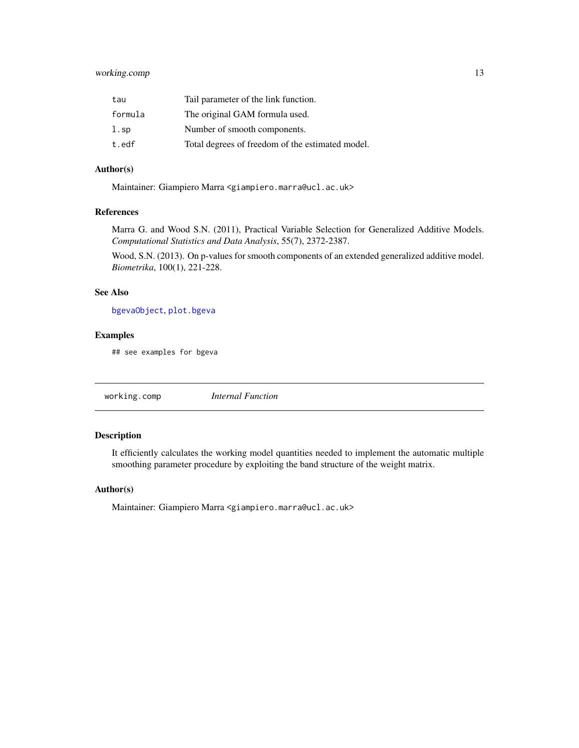| | |
|---|---|
| tau | Tail parameter of the link function. |
| formula | The original GAM formula used. |
| l.sp | Number of smooth components. |
| t.edf | Total degrees of freedom of the estimated model. |

### Author(s)

Maintainer: Giampiero Marra <giampiero.marra@ucl.ac.uk>

### References

Marra G. and Wood S.N. (2011), Practical Variable Selection for Generalized Additive Models. *Computational Statistics and Data Analysis*, 55(7), 2372-2387.

Wood, S.N. (2013). On p-values for smooth components of an extended generalized additive model. *Biometrika*, 100(1), 221-228.

### See Also

bgevaObject, plot.bgeva

### Examples

```
## see examples for bgeva
```

## working.comp — *Internal Function*

### Description

It efficiently calculates the working model quantities needed to implement the automatic multiple smoothing parameter procedure by exploiting the band structure of the weight matrix.

### Author(s)

Maintainer: Giampiero Marra <giampiero.marra@ucl.ac.uk>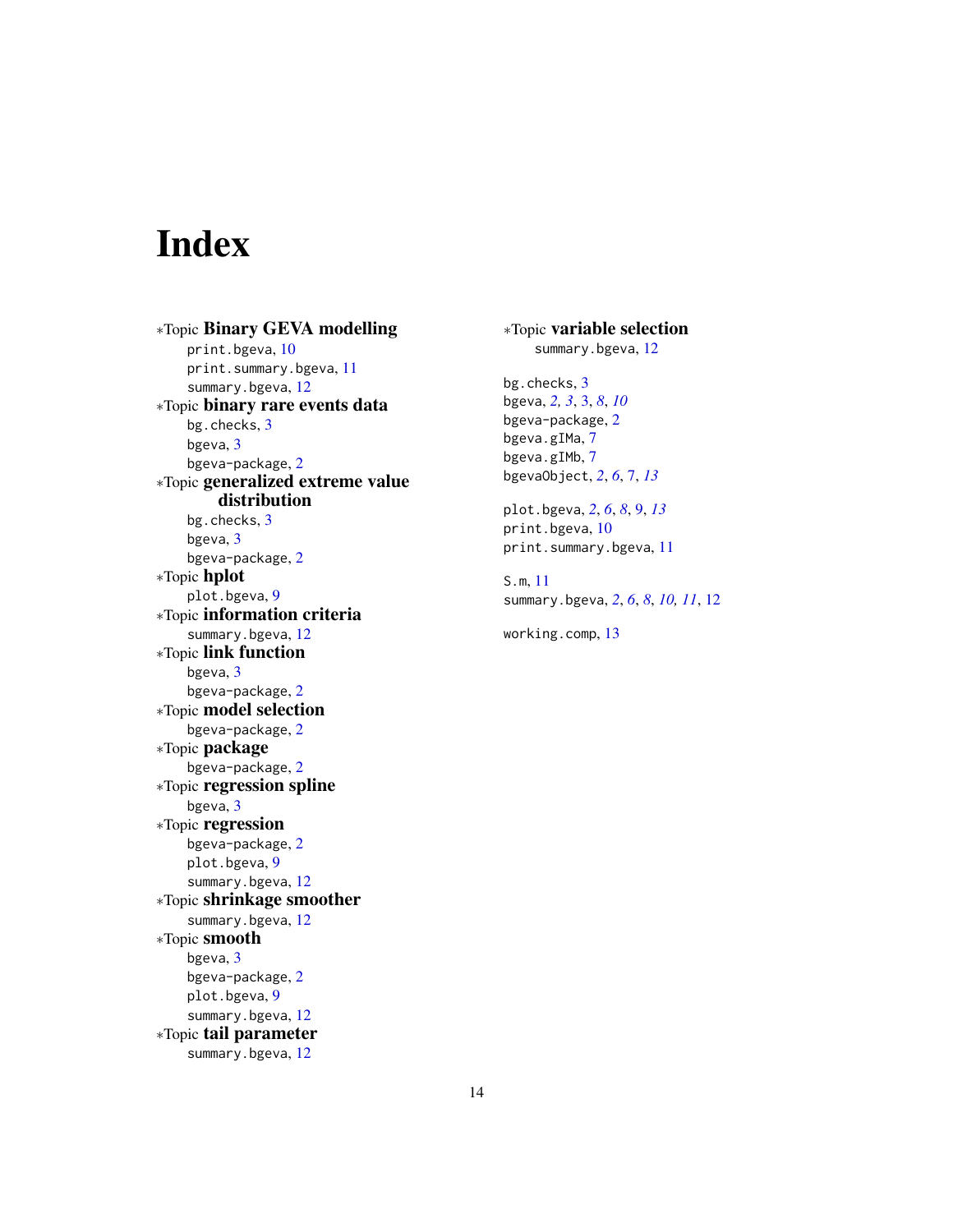# Index

*Topic **Binary GEVA modelling**
  print.bgeva, 10
  print.summary.bgeva, 11
  summary.bgeva, 12
*Topic **binary rare events data**
  bg.checks, 3
  bgeva, 3
  bgeva-package, 2
*Topic **generalized extreme value distribution**
  bg.checks, 3
  bgeva, 3
  bgeva-package, 2
*Topic **hplot**
  plot.bgeva, 9
*Topic **information criteria**
  summary.bgeva, 12
*Topic **link function**
  bgeva, 3
  bgeva-package, 2
*Topic **model selection**
  bgeva-package, 2
*Topic **package**
  bgeva-package, 2
*Topic **regression spline**
  bgeva, 3
*Topic **regression**
  bgeva-package, 2
  plot.bgeva, 9
  summary.bgeva, 12
*Topic **shrinkage smoother**
  summary.bgeva, 12
*Topic **smooth**
  bgeva, 3
  bgeva-package, 2
  plot.bgeva, 9
  summary.bgeva, 12
*Topic **tail parameter**
  summary.bgeva, 12
*Topic **variable selection**
  summary.bgeva, 12

bg.checks, 3
bgeva, *2, 3*, 3, *8*, *10*
bgeva-package, 2
bgeva.gIMa, 7
bgeva.gIMb, 7
bgevaObject, *2*, *6*, 7, *13*

plot.bgeva, *2*, *6*, *8*, 9, *13*
print.bgeva, 10
print.summary.bgeva, 11

S.m, 11
summary.bgeva, *2*, *6*, *8*, *10, 11*, 12

working.comp, 13